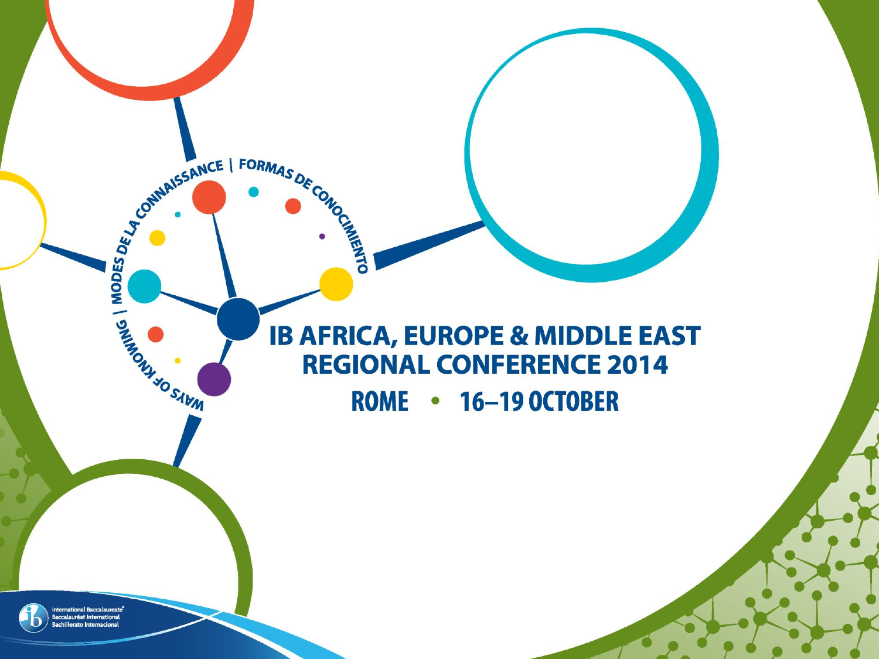WAYS OF KNOWING | MODES DE LA CONNAISSANCE | FORMAS DE CONOCIMIENTO

# IB AFRICA, EUROPE & MIDDLE EAST REGIONAL CONFERENCE 2014

## ROME • 16–19 OCTOBER

International Baccalaureate®
Baccalauréat International
Bachillerato Internacional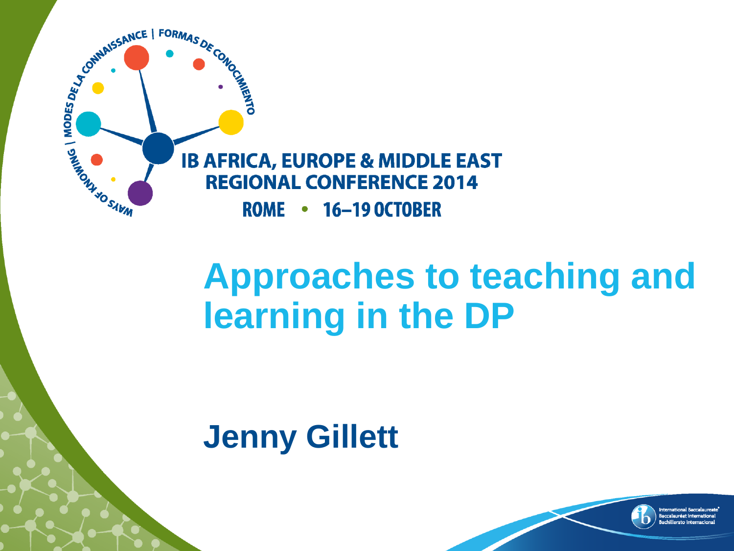IB AFRICA, EUROPE & MIDDLE EAST REGIONAL CONFERENCE 2014

ROME • 16–19 OCTOBER

# Approaches to teaching and learning in the DP

## Jenny Gillett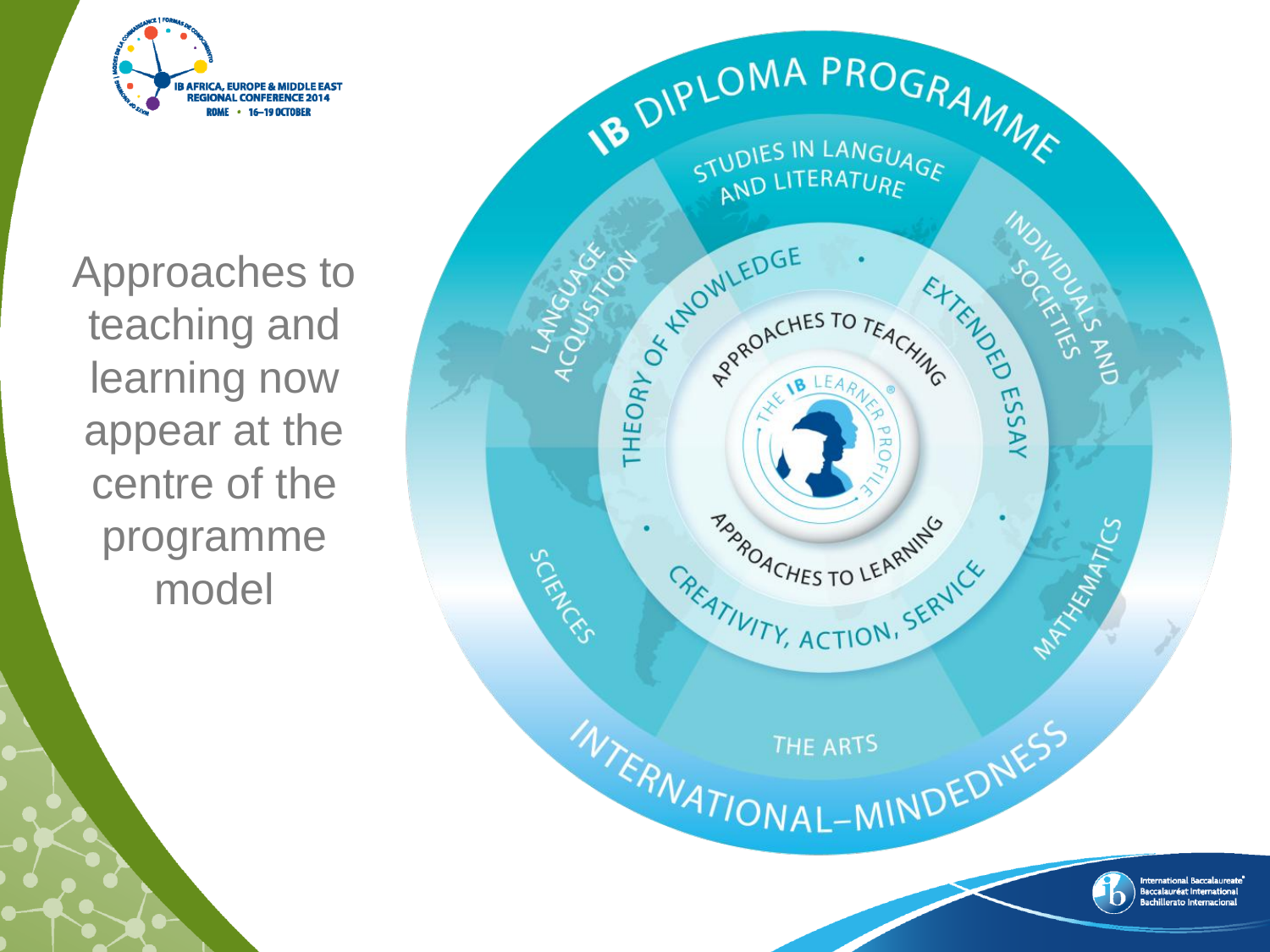Approaches to teaching and learning now appear at the centre of the programme model

IB DIPLOMA PROGRAMME

STUDIES IN LANGUAGE AND LITERATURE

LANGUAGE ACQUISITION

INDIVIDUALS AND SOCIETIES

THEORY OF KNOWLEDGE

EXTENDED ESSAY

APPROACHES TO TEACHING

THE IB LEARNER PROFILE

APPROACHES TO LEARNING

CREATIVITY, ACTION, SERVICE

SCIENCES

MATHEMATICS

THE ARTS

INTERNATIONAL-MINDEDNESS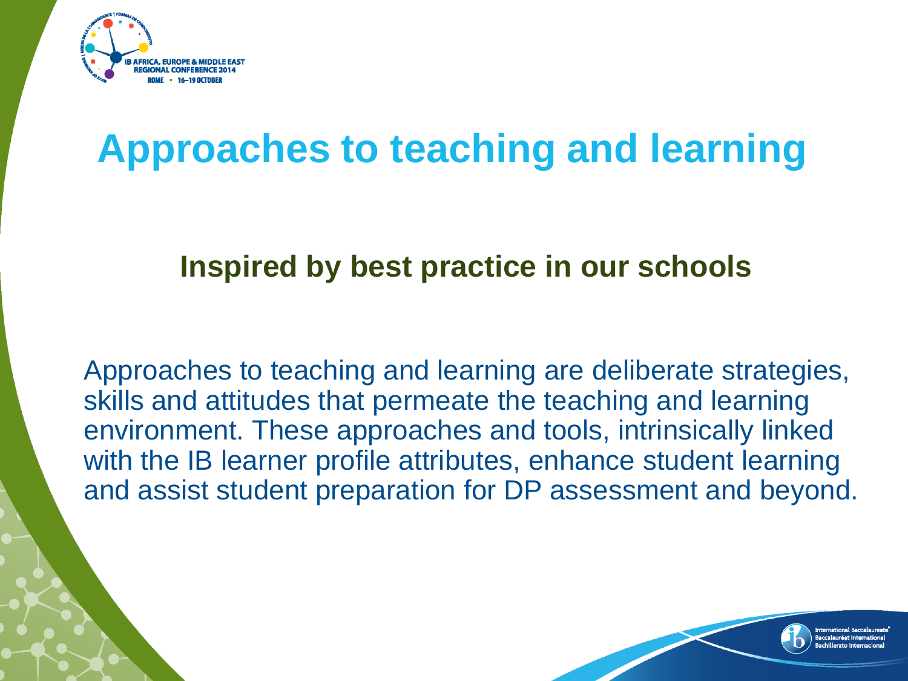# Approaches to teaching and learning

## Inspired by best practice in our schools

Approaches to teaching and learning are deliberate strategies, skills and attitudes that permeate the teaching and learning environment. These approaches and tools, intrinsically linked with the IB learner profile attributes, enhance student learning and assist student preparation for DP assessment and beyond.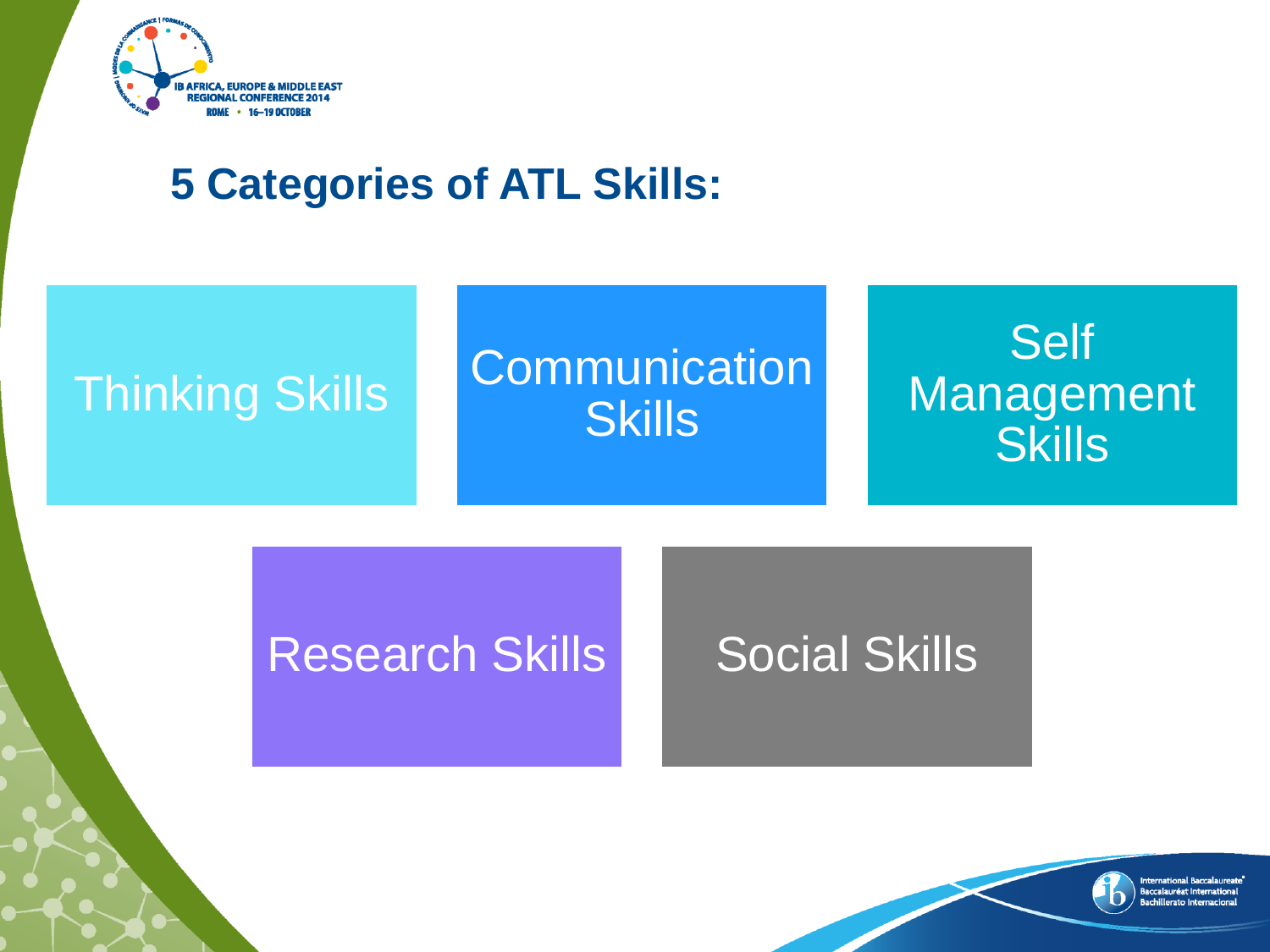## 5 Categories of ATL Skills:

- Thinking Skills
- Communication Skills
- Self Management Skills
- Research Skills
- Social Skills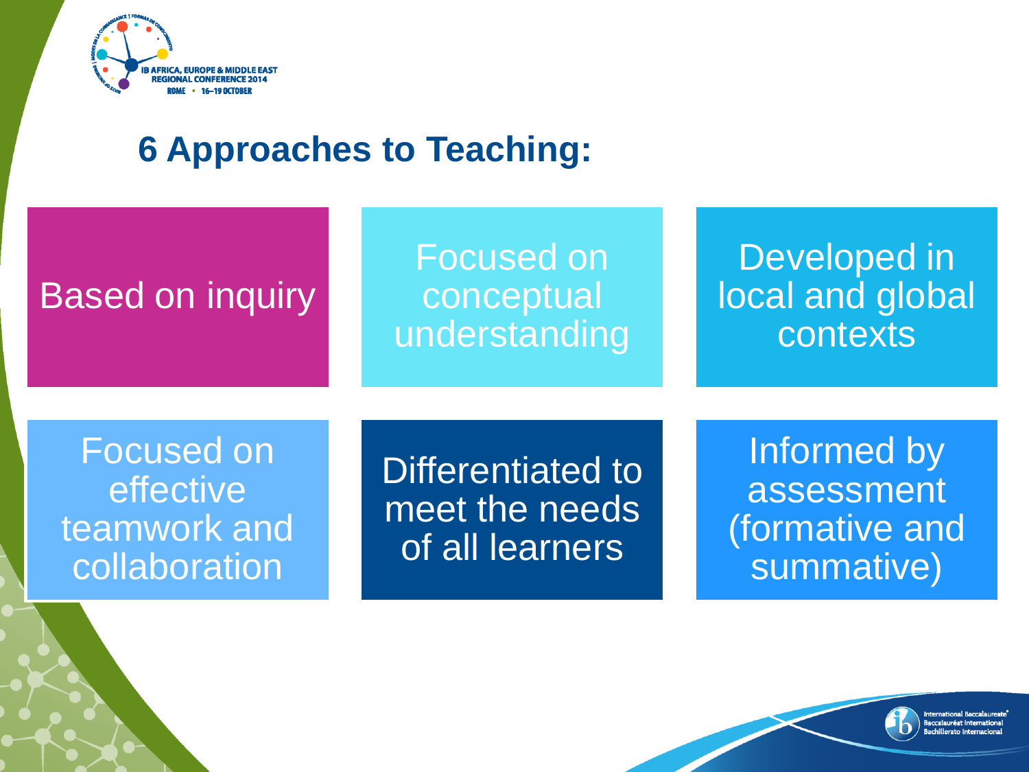## 6 Approaches to Teaching:

- Based on inquiry
- Focused on conceptual understanding
- Developed in local and global contexts
- Focused on effective teamwork and collaboration
- Differentiated to meet the needs of all learners
- Informed by assessment (formative and summative)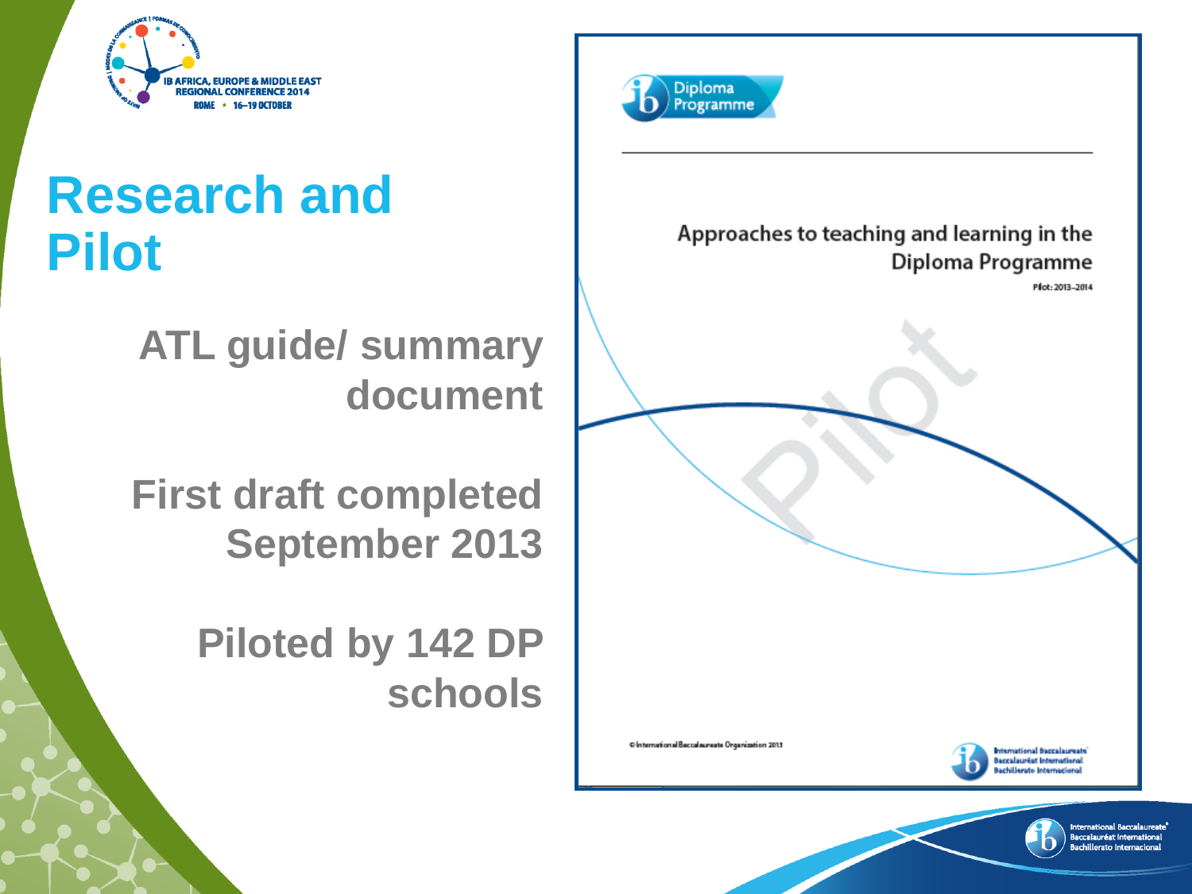# Research and Pilot

**ATL guide/ summary document**

**First draft completed September 2013**

**Piloted by 142 DP schools**

Diploma Programme

Approaches to teaching and learning in the Diploma Programme

Pilot: 2013–2014

Pilot

© International Baccalaureate Organization 2013

International Baccalaureate
Baccalauréat International
Bachillerato Internacional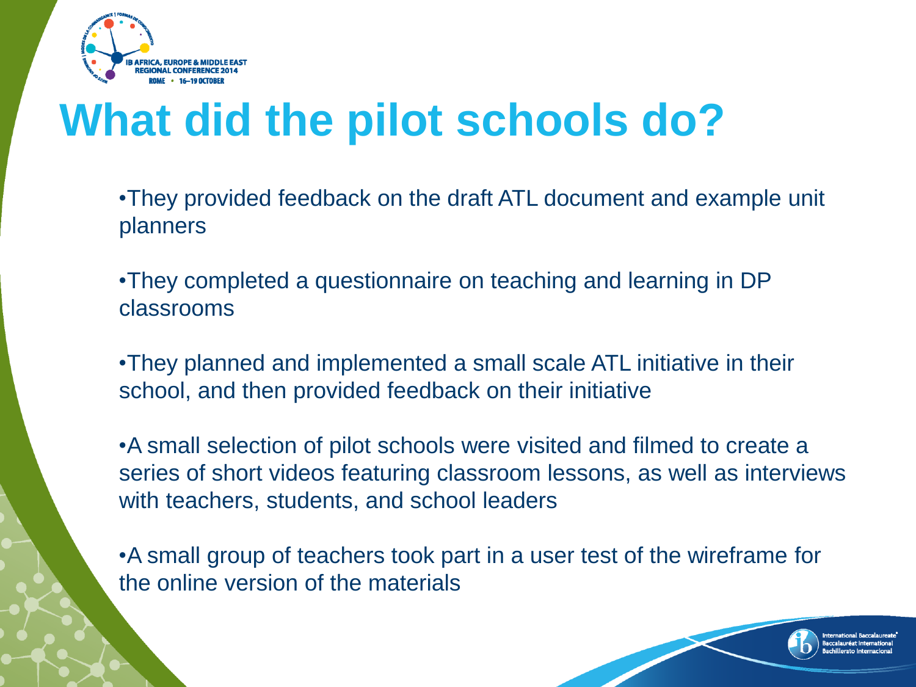# What did the pilot schools do?

- They provided feedback on the draft ATL document and example unit planners
- They completed a questionnaire on teaching and learning in DP classrooms
- They planned and implemented a small scale ATL initiative in their school, and then provided feedback on their initiative
- A small selection of pilot schools were visited and filmed to create a series of short videos featuring classroom lessons, as well as interviews with teachers, students, and school leaders
- A small group of teachers took part in a user test of the wireframe for the online version of the materials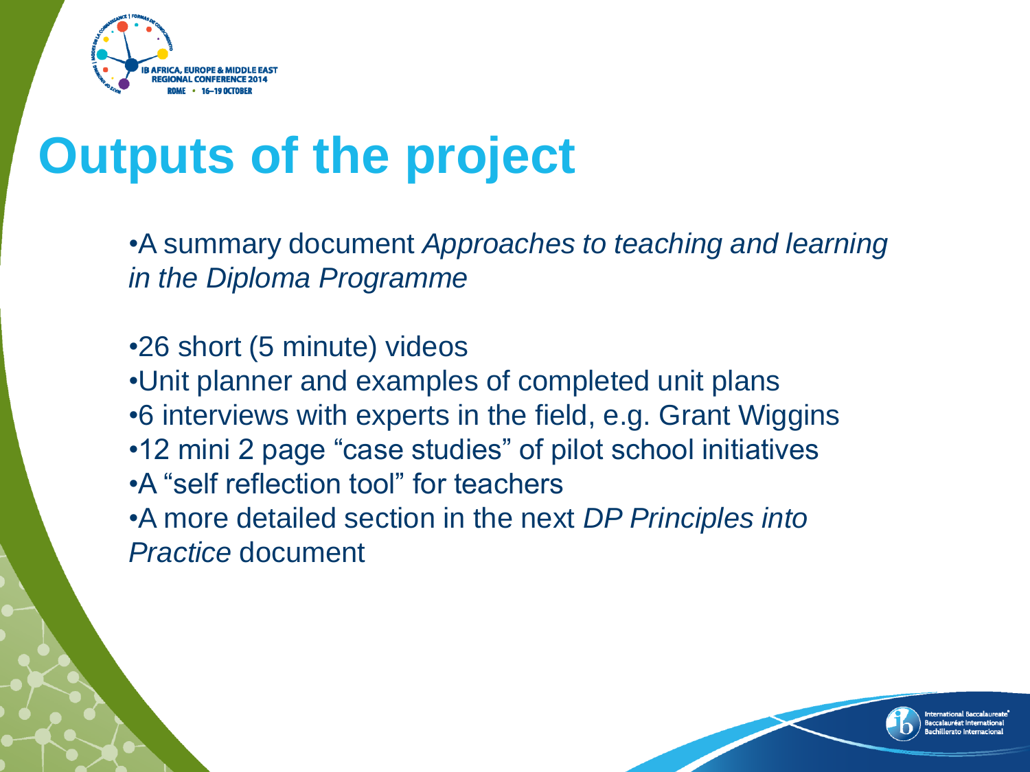# Outputs of the project

- A summary document *Approaches to teaching and learning in the Diploma Programme*

- 26 short (5 minute) videos
- Unit planner and examples of completed unit plans
- 6 interviews with experts in the field, e.g. Grant Wiggins
- 12 mini 2 page "case studies" of pilot school initiatives
- A "self reflection tool" for teachers
- A more detailed section in the next *DP Principles into Practice* document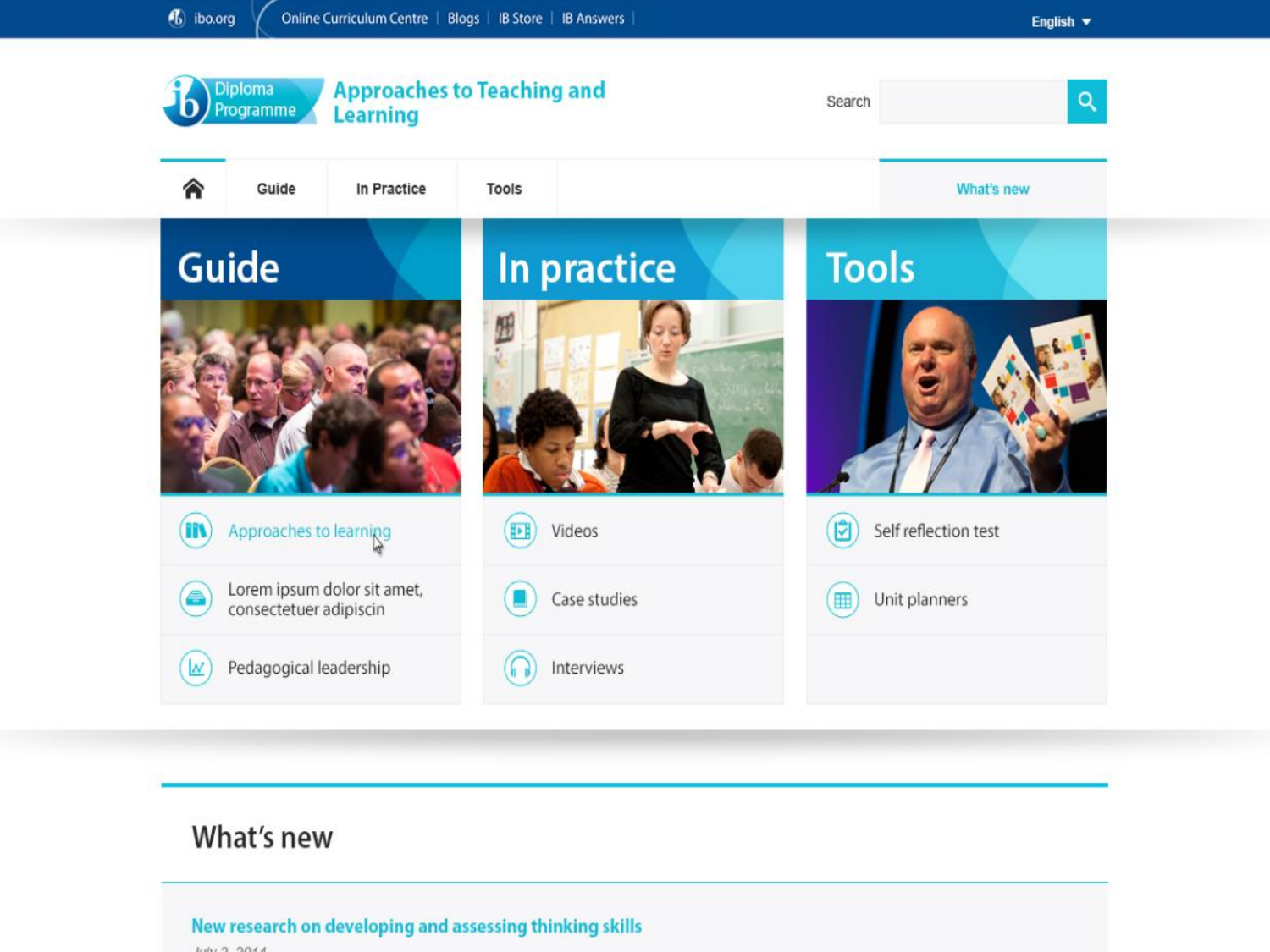ibo.org | Online Curriculum Centre | Blogs | IB Store | IB Answers | English

Diploma Programme

# Approaches to Teaching and Learning

Search

Guide | In Practice | Tools | What's new

## Guide

- Approaches to learning
- Lorem ipsum dolor sit amet, consectetuer adipiscin
- Pedagogical leadership

## In practice

- Videos
- Case studies
- Interviews

## Tools

- Self reflection test
- Unit planners

## What's new

**New research on developing and assessing thinking skills**

July 2, 2014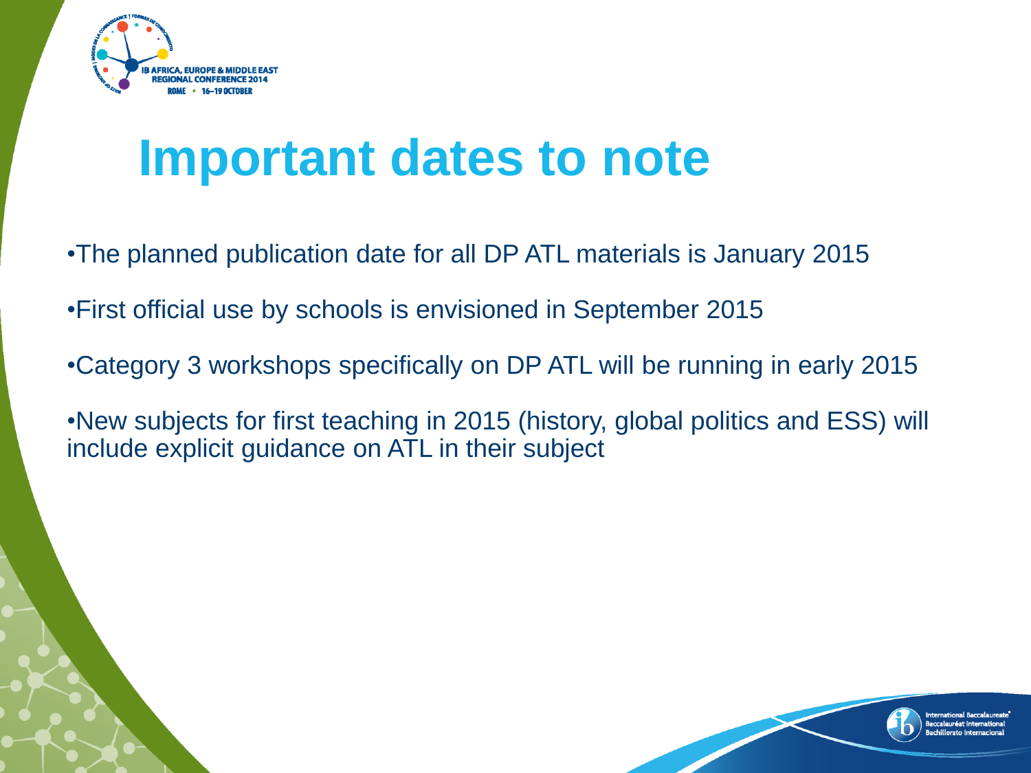# Important dates to note

- The planned publication date for all DP ATL materials is January 2015
- First official use by schools is envisioned in September 2015
- Category 3 workshops specifically on DP ATL will be running in early 2015
- New subjects for first teaching in 2015 (history, global politics and ESS) will include explicit guidance on ATL in their subject